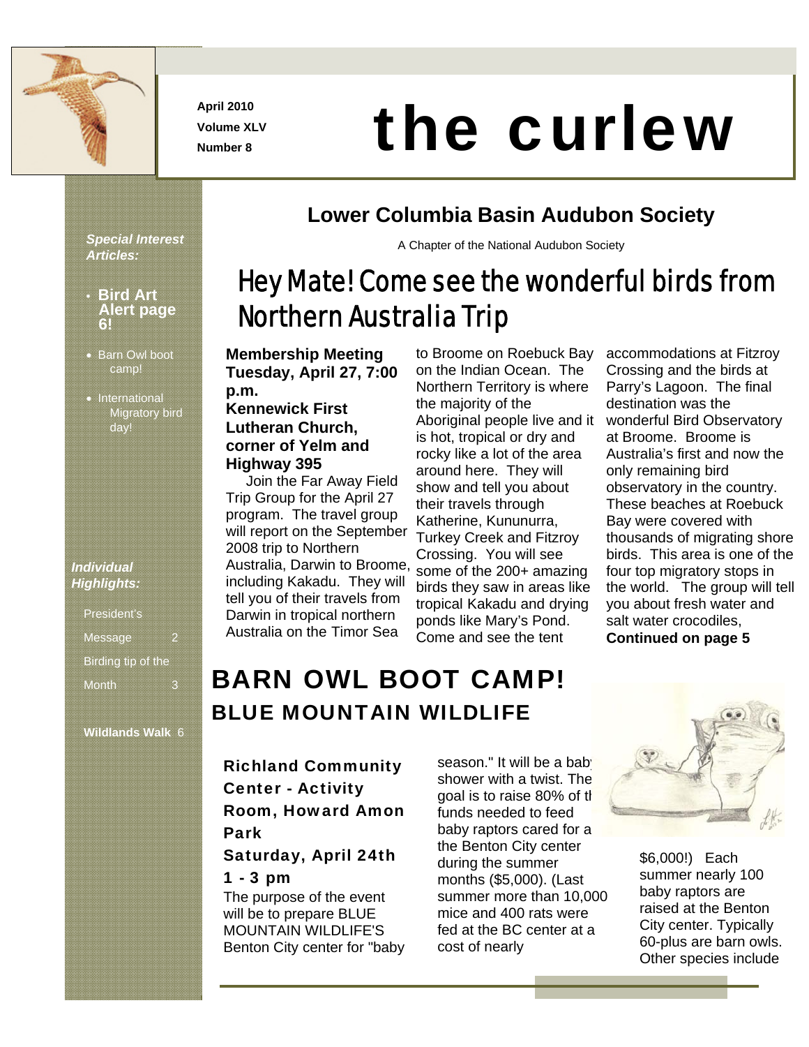April 2010

Volume XLV

Number 8

# the curlew

## Lower Columbia Basin Audubon Society

A Chapter of the National Audubon Society

*Special Interest Articles:*

- **Bird Art Alert page 6!**
- Barn Owl boot camp!
- International Migratory bird day!

*Individual Highlights:*

President's Message 2

Birding tip of the Month 3

**Wildlands Walk** 6

## Hey Mate! Come see the wonderful birds from Northern Australia Trip

**Membership Meeting Tuesday, April 27, 7:00 p.m.**
**Kennewick First Lutheran Church, corner of Yelm and Highway 395**

Join the Far Away Field Trip Group for the April 27 program. The travel group will report on the September 2008 trip to Northern Australia, Darwin to Broome, including Kakadu. They will tell you of their travels from Darwin in tropical northern Australia on the Timor Sea to Broome on Roebuck Bay on the Indian Ocean. The Northern Territory is where the majority of the Aboriginal people live and it is hot, tropical or dry and rocky like a lot of the area around here. They will show and tell you about their travels through Katherine, Kununurra, Turkey Creek and Fitzroy Crossing. You will see some of the 200+ amazing birds they saw in areas like tropical Kakadu and drying ponds like Mary's Pond. Come and see the tent accommodations at Fitzroy Crossing and the birds at Parry's Lagoon. The final destination was the wonderful Bird Observatory at Broome. Broome is Australia's first and now the only remaining bird observatory in the country. These beaches at Roebuck Bay were covered with thousands of migrating shore birds. This area is one of the four top migratory stops in the world. The group will tell you about fresh water and salt water crocodiles, **Continued on page 5**

## BARN OWL BOOT CAMP!

### BLUE MOUNTAIN WILDLIFE

**Richland Community Center - Activity Room, Howard Amon Park**

**Saturday, April 24th**

**1 - 3 pm**

The purpose of the event will be to prepare BLUE MOUNTAIN WILDLIFE'S Benton City center for "baby season." It will be a baby shower with a twist. The goal is to raise 80% of the funds needed to feed baby raptors cared for at the Benton City center during the summer months ($5,000). (Last summer more than 10,000 mice and 400 rats were fed at the BC center at a cost of nearly $6,000!) Each summer nearly 100 baby raptors are raised at the Benton City center. Typically 60-plus are barn owls. Other species include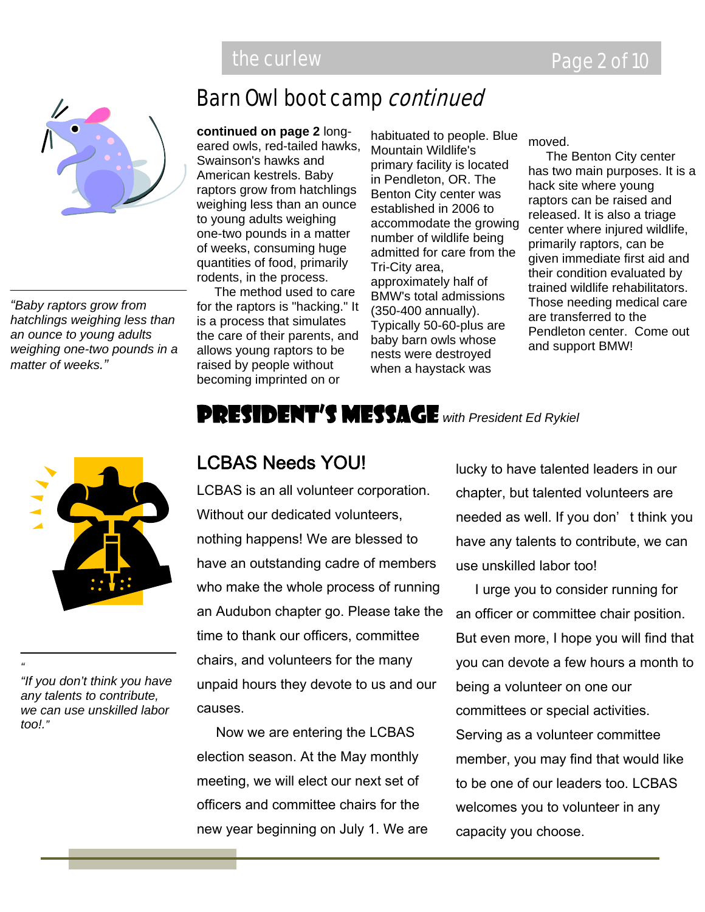# Barn Owl boot camp *continued*

> *"Baby raptors grow from hatchlings weighing less than an ounce to young adults weighing one-two pounds in a matter of weeks."*

**continued on page 2** long-eared owls, red-tailed hawks, Swainson's hawks and American kestrels. Baby raptors grow from hatchlings weighing less than an ounce to young adults weighing one-two pounds in a matter of weeks, consuming huge quantities of food, primarily rodents, in the process.

The method used to care for the raptors is "hacking." It is a process that simulates the care of their parents, and allows young raptors to be raised by people without becoming imprinted on or habituated to people. Blue Mountain Wildlife's primary facility is located in Pendleton, OR. The Benton City center was established in 2006 to accommodate the growing number of wildlife being admitted for care from the Tri-City area, approximately half of BMW's total admissions (350-400 annually). Typically 50-60-plus are baby barn owls whose nests were destroyed when a haystack was moved.

The Benton City center has two main purposes. It is a hack site where young raptors can be raised and released. It is also a triage center where injured wildlife, primarily raptors, can be given immediate first aid and their condition evaluated by trained wildlife rehabilitators. Those needing medical care are transferred to the Pendleton center. Come out and support BMW!

# PRESIDENT'S MESSAGE *with President Ed Rykiel*

## LCBAS Needs YOU!

> *"If you don't think you have any talents to contribute, we can use unskilled labor too!."*

LCBAS is an all volunteer corporation. Without our dedicated volunteers, nothing happens! We are blessed to have an outstanding cadre of members who make the whole process of running an Audubon chapter go. Please take the time to thank our officers, committee chairs, and volunteers for the many unpaid hours they devote to us and our causes.

Now we are entering the LCBAS election season. At the May monthly meeting, we will elect our next set of officers and committee chairs for the new year beginning on July 1. We are lucky to have talented leaders in our chapter, but talented volunteers are needed as well. If you don' t think you have any talents to contribute, we can use unskilled labor too!

I urge you to consider running for an officer or committee chair position. But even more, I hope you will find that you can devote a few hours a month to being a volunteer on one our committees or special activities. Serving as a volunteer committee member, you may find that would like to be one of our leaders too. LCBAS welcomes you to volunteer in any capacity you choose.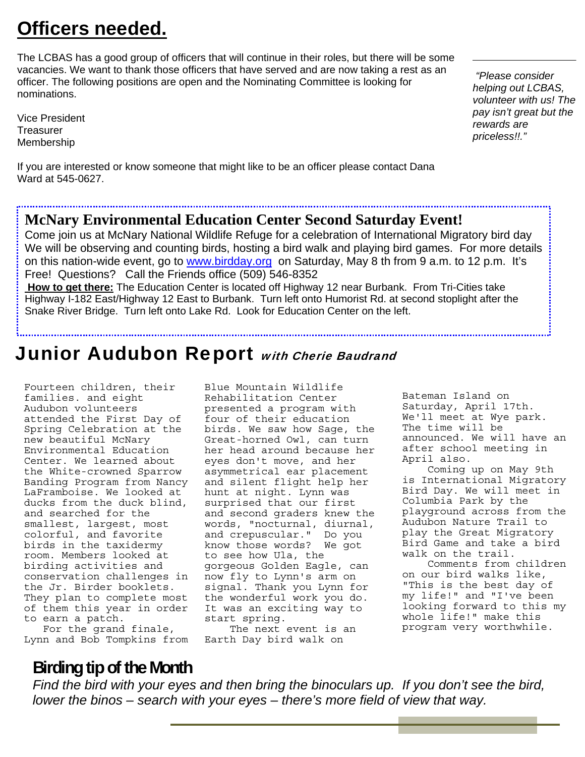# Officers needed.

The LCBAS has a good group of officers that will continue in their roles, but there will be some vacancies. We want to thank those officers that have served and are now taking a rest as an officer. The following positions are open and the Nominating Committee is looking for nominations.

*"Please consider helping out LCBAS, volunteer with us! The pay isn't great but the rewards are priceless!!."*

Vice President
Treasurer
Membership

If you are interested or know someone that might like to be an officer please contact Dana Ward at 545-0627.

## McNary Environmental Education Center Second Saturday Event!

Come join us at McNary National Wildlife Refuge for a celebration of International Migratory bird day We will be observing and counting birds, hosting a bird walk and playing bird games. For more details on this nation-wide event, go to www.birdday.org on Saturday, May 8 th from 9 a.m. to 12 p.m. It's Free! Questions? Call the Friends office (509) 546-8352

**How to get there:** The Education Center is located off Highway 12 near Burbank. From Tri-Cities take Highway I-182 East/Highway 12 East to Burbank. Turn left onto Humorist Rd. at second stoplight after the Snake River Bridge. Turn left onto Lake Rd. Look for Education Center on the left.

# Junior Audubon Report *with Cherie Baudrand*

Fourteen children, their families. and eight Audubon volunteers attended the First Day of Spring Celebration at the new beautiful McNary Environmental Education Center. We learned about the White-crowned Sparrow Banding Program from Nancy LaFramboise. We looked at ducks from the duck blind, and searched for the smallest, largest, most colorful, and favorite birds in the taxidermy room. Members looked at birding activities and conservation challenges in the Jr. Birder booklets. They plan to complete most of them this year in order to earn a patch.

For the grand finale, Lynn and Bob Tompkins from Blue Mountain Wildlife Rehabilitation Center presented a program with four of their education birds. We saw how Sage, the Great-horned Owl, can turn her head around because her eyes don't move, and her asymmetrical ear placement and silent flight help her hunt at night. Lynn was surprised that our first and second graders knew the words, "nocturnal, diurnal, and crepuscular." Do you know those words? We got to see how Ula, the gorgeous Golden Eagle, can now fly to Lynn's arm on signal. Thank you Lynn for the wonderful work you do. It was an exciting way to start spring.

The next event is an Earth Day bird walk on Bateman Island on Saturday, April 17th. We'll meet at Wye park. The time will be announced. We will have an after school meeting in April also.

Coming up on May 9th is International Migratory Bird Day. We will meet in Columbia Park by the playground across from the Audubon Nature Trail to play the Great Migratory Bird Game and take a bird walk on the trail.

Comments from children on our bird walks like, "This is the best day of my life!" and "I've been looking forward to this my whole life!" make this program very worthwhile.

## Birding tip of the Month

*Find the bird with your eyes and then bring the binoculars up. If you don't see the bird, lower the binos – search with your eyes – there's more field of view that way.*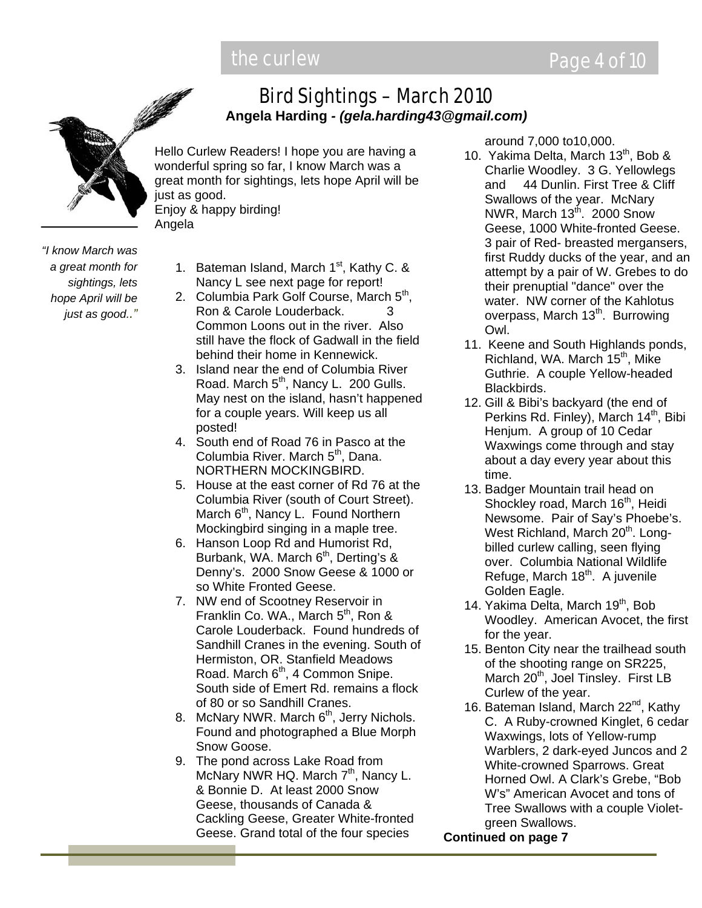# Bird Sightings – March 2010

**Angela Harding - *(gela.harding43@gmail.com)***

Hello Curlew Readers! I hope you are having a wonderful spring so far, I know March was a great month for sightings, lets hope April will be just as good.
Enjoy & happy birding!
Angela

*"I know March was a great month for sightings, lets hope April will be just as good.."*

1. Bateman Island, March 1st, Kathy C. & Nancy L see next page for report!
2. Columbia Park Golf Course, March 5th, Ron & Carole Louderback. 3 Common Loons out in the river. Also still have the flock of Gadwall in the field behind their home in Kennewick.
3. Island near the end of Columbia River Road. March 5th, Nancy L. 200 Gulls. May nest on the island, hasn't happened for a couple years. Will keep us all posted!
4. South end of Road 76 in Pasco at the Columbia River. March 5th, Dana. NORTHERN MOCKINGBIRD.
5. House at the east corner of Rd 76 at the Columbia River (south of Court Street). March 6th, Nancy L. Found Northern Mockingbird singing in a maple tree.
6. Hanson Loop Rd and Humorist Rd, Burbank, WA. March 6th, Derting's & Denny's. 2000 Snow Geese & 1000 or so White Fronted Geese.
7. NW end of Scootney Reservoir in Franklin Co. WA., March 5th, Ron & Carole Louderback. Found hundreds of Sandhill Cranes in the evening. South of Hermiston, OR. Stanfield Meadows Road. March 6th, 4 Common Snipe. South side of Emert Rd. remains a flock of 80 or so Sandhill Cranes.
8. McNary NWR. March 6th, Jerry Nichols. Found and photographed a Blue Morph Snow Goose.
9. The pond across Lake Road from McNary NWR HQ. March 7th, Nancy L. & Bonnie D. At least 2000 Snow Geese, thousands of Canada & Cackling Geese, Greater White-fronted Geese. Grand total of the four species around 7,000 to10,000.
10. Yakima Delta, March 13th, Bob & Charlie Woodley. 3 G. Yellowlegs and 44 Dunlin. First Tree & Cliff Swallows of the year. McNary NWR, March 13th. 2000 Snow Geese, 1000 White-fronted Geese. 3 pair of Red- breasted mergansers, first Ruddy ducks of the year, and an attempt by a pair of W. Grebes to do their prenuptial "dance" over the water. NW corner of the Kahlotus overpass, March 13th. Burrowing Owl.
11. Keene and South Highlands ponds, Richland, WA. March 15th, Mike Guthrie. A couple Yellow-headed Blackbirds.
12. Gill & Bibi's backyard (the end of Perkins Rd. Finley), March 14th, Bibi Henjum. A group of 10 Cedar Waxwings come through and stay about a day every year about this time.
13. Badger Mountain trail head on Shockley road, March 16th, Heidi Newsome. Pair of Say's Phoebe's. West Richland, March 20th. Long-billed curlew calling, seen flying over. Columbia National Wildlife Refuge, March 18th. A juvenile Golden Eagle.
14. Yakima Delta, March 19th, Bob Woodley. American Avocet, the first for the year.
15. Benton City near the trailhead south of the shooting range on SR225, March 20th, Joel Tinsley. First LB Curlew of the year.
16. Bateman Island, March 22nd, Kathy C. A Ruby-crowned Kinglet, 6 cedar Waxwings, lots of Yellow-rump Warblers, 2 dark-eyed Juncos and 2 White-crowned Sparrows. Great Horned Owl. A Clark's Grebe, "Bob W's" American Avocet and tons of Tree Swallows with a couple Violet-green Swallows.

**Continued on page 7**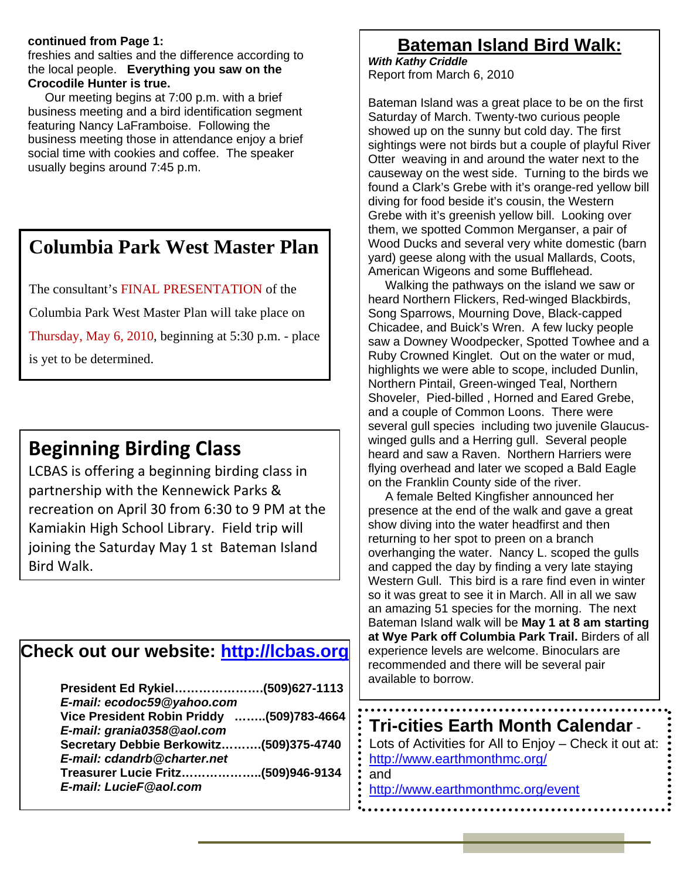**continued from Page 1:**
freshies and salties and the difference according to the local people. **Everything you saw on the Crocodile Hunter is true.**

Our meeting begins at 7:00 p.m. with a brief business meeting and a bird identification segment featuring Nancy LaFramboise. Following the business meeting those in attendance enjoy a brief social time with cookies and coffee. The speaker usually begins around 7:45 p.m.

## Columbia Park West Master Plan

The consultant's FINAL PRESENTATION of the Columbia Park West Master Plan will take place on Thursday, May 6, 2010, beginning at 5:30 p.m. - place is yet to be determined.

## Beginning Birding Class

LCBAS is offering a beginning birding class in partnership with the Kennewick Parks & recreation on April 30 from 6:30 to 9 PM at the Kamiakin High School Library. Field trip will joining the Saturday May 1 st Bateman Island Bird Walk.

## Check out our website: http://lcbas.org

**President Ed Rykiel…………………..(509)627-1113**
***E-mail: ecodoc59@yahoo.com***
**Vice President Robin Priddy ……..(509)783-4664**
***E-mail: grania0358@aol.com***
**Secretary Debbie Berkowitz……….(509)375-4740**
***E-mail: cdandrb@charter.net***
**Treasurer Lucie Fritz………………..(509)946-9134**
***E-mail: LucieF@aol.com***

## Bateman Island Bird Walk:

***With Kathy Criddle***
Report from March 6, 2010

Bateman Island was a great place to be on the first Saturday of March. Twenty-two curious people showed up on the sunny but cold day. The first sightings were not birds but a couple of playful River Otter weaving in and around the water next to the causeway on the west side. Turning to the birds we found a Clark's Grebe with it's orange-red yellow bill diving for food beside it's cousin, the Western Grebe with it's greenish yellow bill. Looking over them, we spotted Common Merganser, a pair of Wood Ducks and several very white domestic (barn yard) geese along with the usual Mallards, Coots, American Wigeons and some Bufflehead.

Walking the pathways on the island we saw or heard Northern Flickers, Red-winged Blackbirds, Song Sparrows, Mourning Dove, Black-capped Chicadee, and Buick's Wren. A few lucky people saw a Downey Woodpecker, Spotted Towhee and a Ruby Crowned Kinglet. Out on the water or mud, highlights we were able to scope, included Dunlin, Northern Pintail, Green-winged Teal, Northern Shoveler, Pied-billed , Horned and Eared Grebe, and a couple of Common Loons. There were several gull species including two juvenile Glaucus-winged gulls and a Herring gull. Several people heard and saw a Raven. Northern Harriers were flying overhead and later we scoped a Bald Eagle on the Franklin County side of the river.

A female Belted Kingfisher announced her presence at the end of the walk and gave a great show diving into the water headfirst and then returning to her spot to preen on a branch overhanging the water. Nancy L. scoped the gulls and capped the day by finding a very late staying Western Gull. This bird is a rare find even in winter so it was great to see it in March. All in all we saw an amazing 51 species for the morning. The next Bateman Island walk will be **May 1 at 8 am starting at Wye Park off Columbia Park Trail.** Birders of all experience levels are welcome. Binoculars are recommended and there will be several pair available to borrow.

## Tri-cities Earth Month Calendar -

Lots of Activities for All to Enjoy – Check it out at:
http://www.earthmonthmc.org/
and
http://www.earthmonthmc.org/event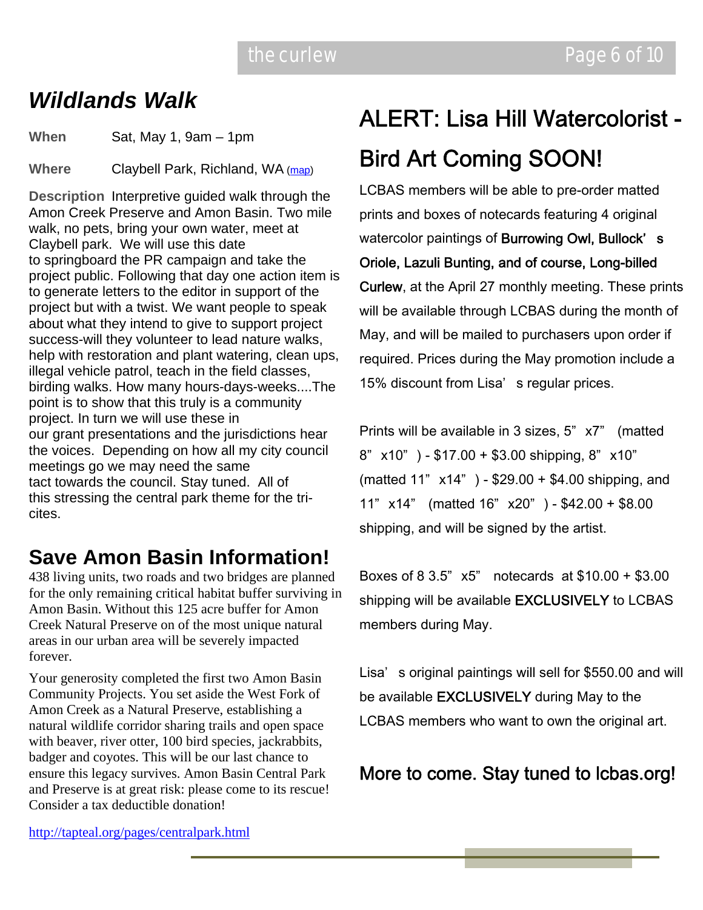## *Wildlands Walk*

**When** Sat, May 1, 9am – 1pm

**Where** Claybell Park, Richland, WA (map)

**Description** Interpretive guided walk through the Amon Creek Preserve and Amon Basin. Two mile walk, no pets, bring your own water, meet at Claybell park. We will use this date to springboard the PR campaign and take the project public. Following that day one action item is to generate letters to the editor in support of the project but with a twist. We want people to speak about what they intend to give to support project success-will they volunteer to lead nature walks, help with restoration and plant watering, clean ups, illegal vehicle patrol, teach in the field classes, birding walks. How many hours-days-weeks....The point is to show that this truly is a community project. In turn we will use these in our grant presentations and the jurisdictions hear the voices. Depending on how all my city council meetings go we may need the same tact towards the council. Stay tuned. All of this stressing the central park theme for the tri-cites.

## Save Amon Basin Information!

438 living units, two roads and two bridges are planned for the only remaining critical habitat buffer surviving in Amon Basin. Without this 125 acre buffer for Amon Creek Natural Preserve on of the most unique natural areas in our urban area will be severely impacted forever.

Your generosity completed the first two Amon Basin Community Projects. You set aside the West Fork of Amon Creek as a Natural Preserve, establishing a natural wildlife corridor sharing trails and open space with beaver, river otter, 100 bird species, jackrabbits, badger and coyotes. This will be our last chance to ensure this legacy survives. Amon Basin Central Park and Preserve is at great risk: please come to its rescue! Consider a tax deductible donation!

http://tapteal.org/pages/centralpark.html

## ALERT: Lisa Hill Watercolorist - Bird Art Coming SOON!

LCBAS members will be able to pre-order matted prints and boxes of notecards featuring 4 original watercolor paintings of Burrowing Owl, Bullock's Oriole, Lazuli Bunting, and of course, Long-billed Curlew, at the April 27 monthly meeting. These prints will be available through LCBAS during the month of May, and will be mailed to purchasers upon order if required. Prices during the May promotion include a 15% discount from Lisa's regular prices.

Prints will be available in 3 sizes, 5" x7" (matted 8" x10") - $17.00 + $3.00 shipping, 8" x10" (matted 11" x14") - $29.00 + $4.00 shipping, and 11" x14" (matted 16" x20") - $42.00 + $8.00 shipping, and will be signed by the artist.

Boxes of 8 3.5" x5" notecards at $10.00 + $3.00 shipping will be available EXCLUSIVELY to LCBAS members during May.

Lisa's original paintings will sell for $550.00 and will be available EXCLUSIVELY during May to the LCBAS members who want to own the original art.

### More to come. Stay tuned to lcbas.org!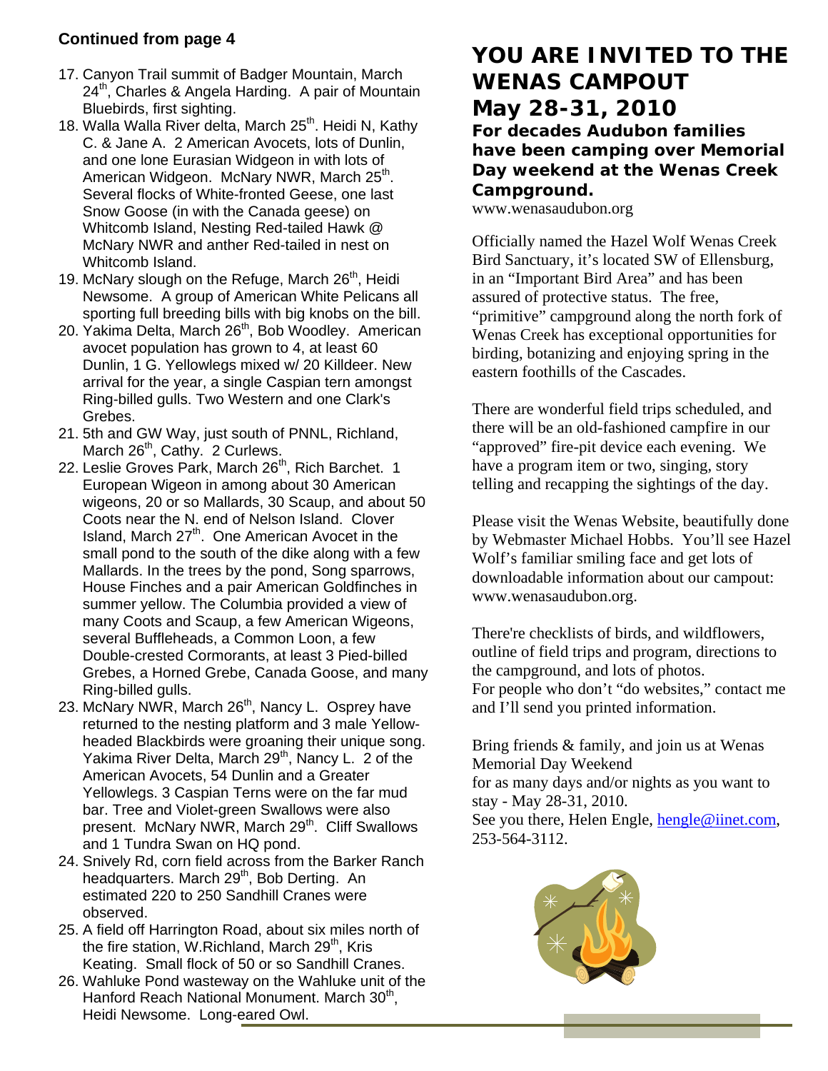**Continued from page 4**

17. Canyon Trail summit of Badger Mountain, March 24th, Charles & Angela Harding. A pair of Mountain Bluebirds, first sighting.
18. Walla Walla River delta, March 25th. Heidi N, Kathy C. & Jane A. 2 American Avocets, lots of Dunlin, and one lone Eurasian Widgeon in with lots of American Widgeon. McNary NWR, March 25th. Several flocks of White-fronted Geese, one last Snow Goose (in with the Canada geese) on Whitcomb Island, Nesting Red-tailed Hawk @ McNary NWR and anther Red-tailed in nest on Whitcomb Island.
19. McNary slough on the Refuge, March 26th, Heidi Newsome. A group of American White Pelicans all sporting full breeding bills with big knobs on the bill.
20. Yakima Delta, March 26th, Bob Woodley. American avocet population has grown to 4, at least 60 Dunlin, 1 G. Yellowlegs mixed w/ 20 Killdeer. New arrival for the year, a single Caspian tern amongst Ring-billed gulls. Two Western and one Clark's Grebes.
21. 5th and GW Way, just south of PNNL, Richland, March 26th, Cathy. 2 Curlews.
22. Leslie Groves Park, March 26th, Rich Barchet. 1 European Wigeon in among about 30 American wigeons, 20 or so Mallards, 30 Scaup, and about 50 Coots near the N. end of Nelson Island. Clover Island, March 27th. One American Avocet in the small pond to the south of the dike along with a few Mallards. In the trees by the pond, Song sparrows, House Finches and a pair American Goldfinches in summer yellow. The Columbia provided a view of many Coots and Scaup, a few American Wigeons, several Buffleheads, a Common Loon, a few Double-crested Cormorants, at least 3 Pied-billed Grebes, a Horned Grebe, Canada Goose, and many Ring-billed gulls.
23. McNary NWR, March 26th, Nancy L. Osprey have returned to the nesting platform and 3 male Yellow-headed Blackbirds were groaning their unique song. Yakima River Delta, March 29th, Nancy L. 2 of the American Avocets, 54 Dunlin and a Greater Yellowlegs. 3 Caspian Terns were on the far mud bar. Tree and Violet-green Swallows were also present. McNary NWR, March 29th. Cliff Swallows and 1 Tundra Swan on HQ pond.
24. Snively Rd, corn field across from the Barker Ranch headquarters. March 29th, Bob Derting. An estimated 220 to 250 Sandhill Cranes were observed.
25. A field off Harrington Road, about six miles north of the fire station, W.Richland, March 29th, Kris Keating. Small flock of 50 or so Sandhill Cranes.
26. Wahluke Pond wasteway on the Wahluke unit of the Hanford Reach National Monument. March 30th, Heidi Newsome. Long-eared Owl.

# YOU ARE INVITED TO THE WENAS CAMPOUT May 28-31, 2010

**For decades Audubon families have been camping over Memorial Day weekend at the Wenas Creek Campground.**

www.wenasaudubon.org

Officially named the Hazel Wolf Wenas Creek Bird Sanctuary, it's located SW of Ellensburg, in an "Important Bird Area" and has been assured of protective status. The free, "primitive" campground along the north fork of Wenas Creek has exceptional opportunities for birding, botanizing and enjoying spring in the eastern foothills of the Cascades.

There are wonderful field trips scheduled, and there will be an old-fashioned campfire in our "approved" fire-pit device each evening. We have a program item or two, singing, story telling and recapping the sightings of the day.

Please visit the Wenas Website, beautifully done by Webmaster Michael Hobbs. You'll see Hazel Wolf's familiar smiling face and get lots of downloadable information about our campout: www.wenasaudubon.org.

There're checklists of birds, and wildflowers, outline of field trips and program, directions to the campground, and lots of photos.
For people who don't "do websites," contact me and I'll send you printed information.

Bring friends & family, and join us at Wenas Memorial Day Weekend
for as many days and/or nights as you want to stay - May 28-31, 2010.
See you there, Helen Engle, hengle@iinet.com, 253-564-3112.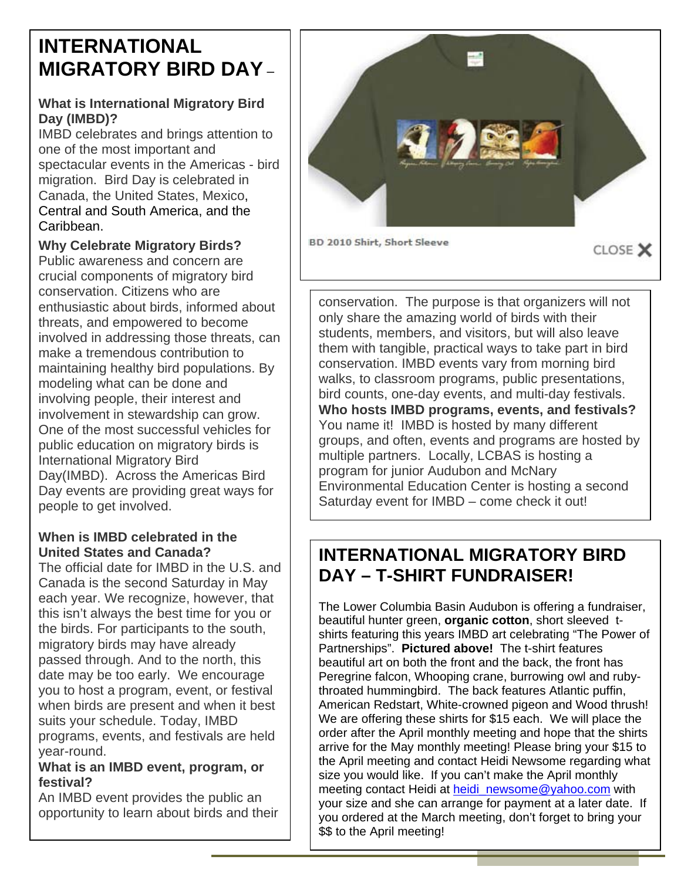# INTERNATIONAL MIGRATORY BIRD DAY –

**What is International Migratory Bird Day (IMBD)?**
IMBD celebrates and brings attention to one of the most important and spectacular events in the Americas - bird migration. Bird Day is celebrated in Canada, the United States, Mexico, Central and South America, and the Caribbean.

**Why Celebrate Migratory Birds?**
Public awareness and concern are crucial components of migratory bird conservation. Citizens who are enthusiastic about birds, informed about threats, and empowered to become involved in addressing those threats, can make a tremendous contribution to maintaining healthy bird populations. By modeling what can be done and involving people, their interest and involvement in stewardship can grow. One of the most successful vehicles for public education on migratory birds is International Migratory Bird Day(IMBD). Across the Americas Bird Day events are providing great ways for people to get involved.

**When is IMBD celebrated in the United States and Canada?**
The official date for IMBD in the U.S. and Canada is the second Saturday in May each year. We recognize, however, that this isn't always the best time for you or the birds. For participants to the south, migratory birds may have already passed through. And to the north, this date may be too early. We encourage you to host a program, event, or festival when birds are present and when it best suits your schedule. Today, IMBD programs, events, and festivals are held year-round.

**What is an IMBD event, program, or festival?**
An IMBD event provides the public an opportunity to learn about birds and their conservation. The purpose is that organizers will not only share the amazing world of birds with their students, members, and visitors, but will also leave them with tangible, practical ways to take part in bird conservation. IMBD events vary from morning bird walks, to classroom programs, public presentations, bird counts, one-day events, and multi-day festivals.

**Who hosts IMBD programs, events, and festivals?**
You name it! IMBD is hosted by many different groups, and often, events and programs are hosted by multiple partners. Locally, LCBAS is hosting a program for junior Audubon and McNary Environmental Education Center is hosting a second Saturday event for IMBD – come check it out!

BD 2010 Shirt, Short Sleeve

# INTERNATIONAL MIGRATORY BIRD DAY – T-SHIRT FUNDRAISER!

The Lower Columbia Basin Audubon is offering a fundraiser, beautiful hunter green, **organic cotton**, short sleeved t-shirts featuring this years IMBD art celebrating "The Power of Partnerships". **Pictured above!** The t-shirt features beautiful art on both the front and the back, the front has Peregrine falcon, Whooping crane, burrowing owl and ruby-throated hummingbird. The back features Atlantic puffin, American Redstart, White-crowned pigeon and Wood thrush! We are offering these shirts for $15 each. We will place the order after the April monthly meeting and hope that the shirts arrive for the May monthly meeting! Please bring your $15 to the April meeting and contact Heidi Newsome regarding what size you would like. If you can't make the April monthly meeting contact Heidi at heidi_newsome@yahoo.com with your size and she can arrange for payment at a later date. If you ordered at the March meeting, don't forget to bring your $$ to the April meeting!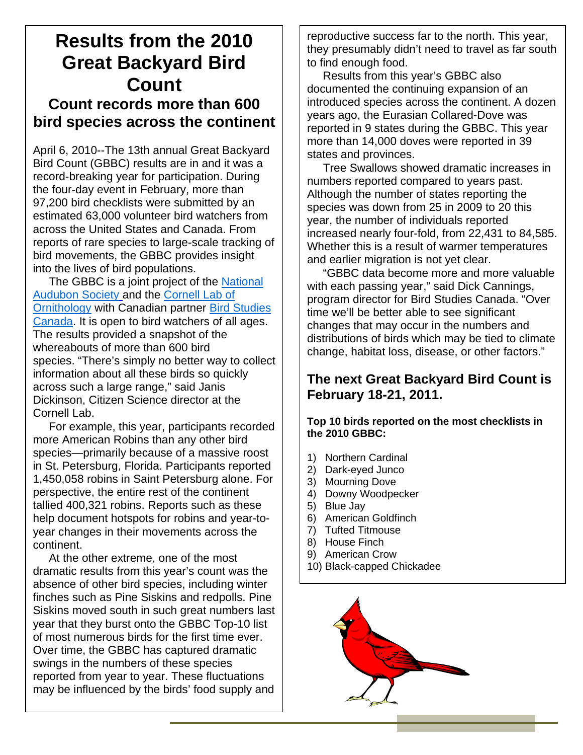# Results from the 2010 Great Backyard Bird Count

## Count records more than 600 bird species across the continent

April 6, 2010--The 13th annual Great Backyard Bird Count (GBBC) results are in and it was a record-breaking year for participation. During the four-day event in February, more than 97,200 bird checklists were submitted by an estimated 63,000 volunteer bird watchers from across the United States and Canada. From reports of rare species to large-scale tracking of bird movements, the GBBC provides insight into the lives of bird populations.

The GBBC is a joint project of the National Audubon Society and the Cornell Lab of Ornithology with Canadian partner Bird Studies Canada. It is open to bird watchers of all ages. The results provided a snapshot of the whereabouts of more than 600 bird species. "There's simply no better way to collect information about all these birds so quickly across such a large range," said Janis Dickinson, Citizen Science director at the Cornell Lab.

For example, this year, participants recorded more American Robins than any other bird species—primarily because of a massive roost in St. Petersburg, Florida. Participants reported 1,450,058 robins in Saint Petersburg alone. For perspective, the entire rest of the continent tallied 400,321 robins. Reports such as these help document hotspots for robins and year-to-year changes in their movements across the continent.

At the other extreme, one of the most dramatic results from this year's count was the absence of other bird species, including winter finches such as Pine Siskins and redpolls. Pine Siskins moved south in such great numbers last year that they burst onto the GBBC Top-10 list of most numerous birds for the first time ever. Over time, the GBBC has captured dramatic swings in the numbers of these species reported from year to year. These fluctuations may be influenced by the birds' food supply and reproductive success far to the north. This year, they presumably didn't need to travel as far south to find enough food.

Results from this year's GBBC also documented the continuing expansion of an introduced species across the continent. A dozen years ago, the Eurasian Collared-Dove was reported in 9 states during the GBBC. This year more than 14,000 doves were reported in 39 states and provinces.

Tree Swallows showed dramatic increases in numbers reported compared to years past. Although the number of states reporting the species was down from 25 in 2009 to 20 this year, the number of individuals reported increased nearly four-fold, from 22,431 to 84,585. Whether this is a result of warmer temperatures and earlier migration is not yet clear.

"GBBC data become more and more valuable with each passing year," said Dick Cannings, program director for Bird Studies Canada. "Over time we'll be better able to see significant changes that may occur in the numbers and distributions of birds which may be tied to climate change, habitat loss, disease, or other factors."

## The next Great Backyard Bird Count is February 18-21, 2011.

**Top 10 birds reported on the most checklists in the 2010 GBBC:**

1) Northern Cardinal
2) Dark-eyed Junco
3) Mourning Dove
4) Downy Woodpecker
5) Blue Jay
6) American Goldfinch
7) Tufted Titmouse
8) House Finch
9) American Crow
10) Black-capped Chickadee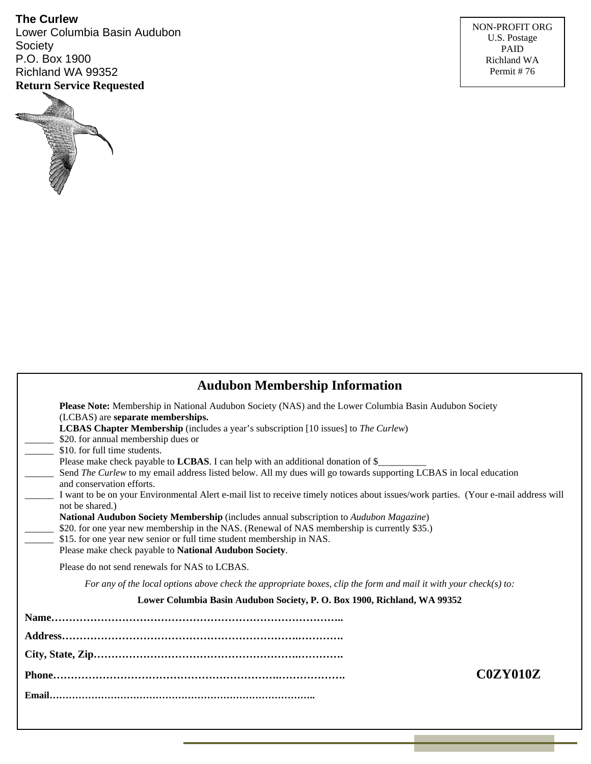**The Curlew**
Lower Columbia Basin Audubon Society
P.O. Box 1900
Richland WA 99352
**Return Service Requested**

NON-PROFIT ORG
U.S. Postage
PAID
Richland WA
Permit # 76

## Audubon Membership Information

**Please Note:** Membership in National Audubon Society (NAS) and the Lower Columbia Basin Audubon Society (LCBAS) are **separate memberships.**

**LCBAS Chapter Membership** (includes a year's subscription [10 issues] to *The Curlew*)

______ $20. for annual membership dues or

______ $10. for full time students.

Please make check payable to **LCBAS**. I can help with an additional donation of $__________

______ Send *The Curlew* to my email address listed below. All my dues will go towards supporting LCBAS in local education and conservation efforts.

______ I want to be on your Environmental Alert e-mail list to receive timely notices about issues/work parties. (Your e-mail address will not be shared.)

**National Audubon Society Membership** (includes annual subscription to *Audubon Magazine*)

______ $20. for one year new membership in the NAS. (Renewal of NAS membership is currently $35.)

______ $15. for one year new senior or full time student membership in NAS.

Please make check payable to **National Audubon Society**.

Please do not send renewals for NAS to LCBAS.

*For any of the local options above check the appropriate boxes, clip the form and mail it with your check(s) to:*

**Lower Columbia Basin Audubon Society, P. O. Box 1900, Richland, WA 99352**

**Name………………………………………………………………………..**

**Address…………………………………………………………….………….**

**City, State, Zip………………………………………………….………….**

**Phone……………………………………………………….……………….** **C0ZY010Z**

**Email………………………………………………………………………..**